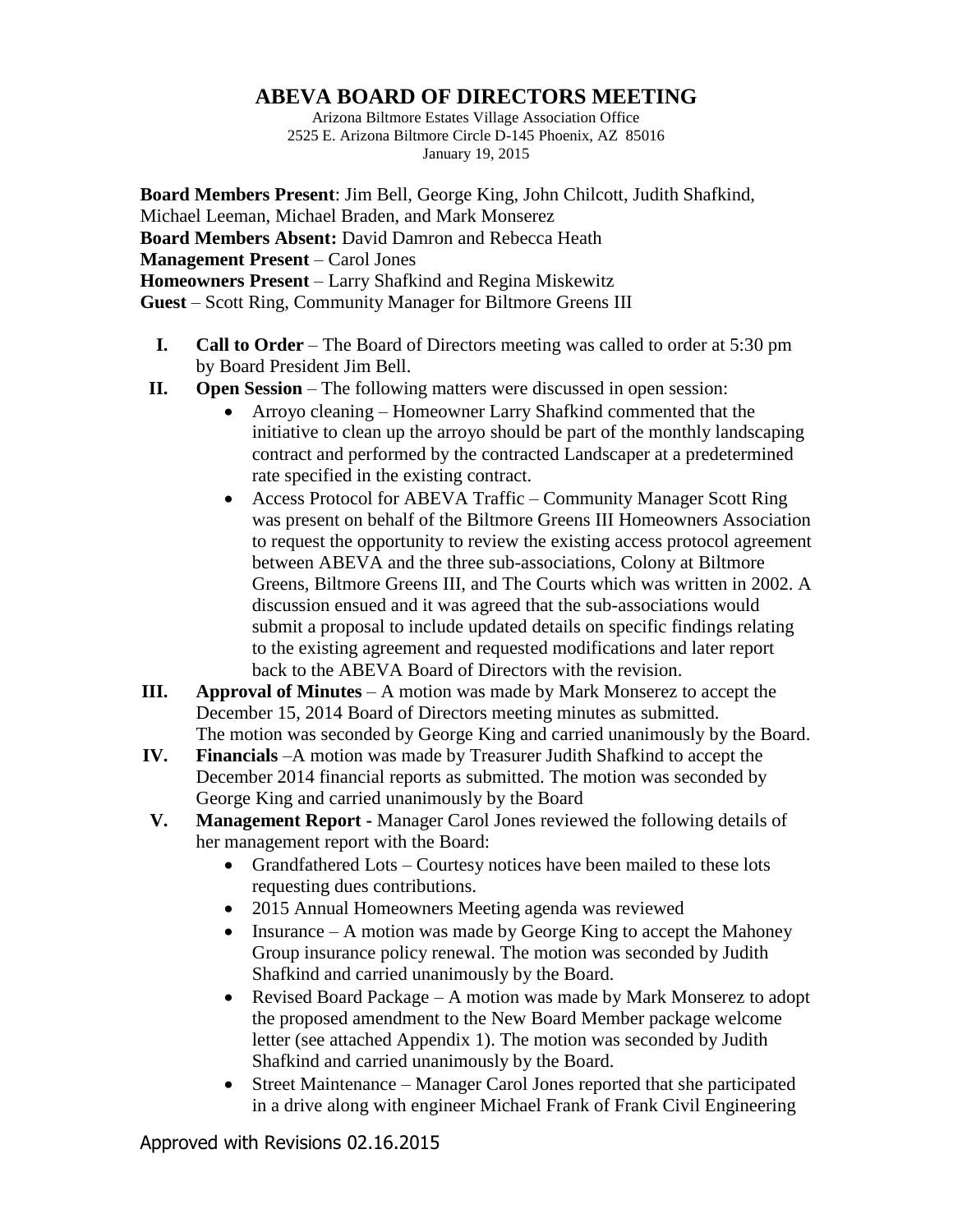# ABEVA BOARD OF DIRECTORS MEETING

Arizona Biltmore Estates Village Association Office
2525 E. Arizona Biltmore Circle D-145 Phoenix, AZ 85016
January 19, 2015

**Board Members Present**: Jim Bell, George King, John Chilcott, Judith Shafkind, Michael Leeman, Michael Braden, and Mark Monserez
**Board Members Absent:** David Damron and Rebecca Heath
**Management Present** – Carol Jones
**Homeowners Present** – Larry Shafkind and Regina Miskewitz
**Guest** – Scott Ring, Community Manager for Biltmore Greens III

I. **Call to Order** – The Board of Directors meeting was called to order at 5:30 pm by Board President Jim Bell.

II. **Open Session** – The following matters were discussed in open session:
   - Arroyo cleaning – Homeowner Larry Shafkind commented that the initiative to clean up the arroyo should be part of the monthly landscaping contract and performed by the contracted Landscaper at a predetermined rate specified in the existing contract.
   - Access Protocol for ABEVA Traffic – Community Manager Scott Ring was present on behalf of the Biltmore Greens III Homeowners Association to request the opportunity to review the existing access protocol agreement between ABEVA and the three sub-associations, Colony at Biltmore Greens, Biltmore Greens III, and The Courts which was written in 2002. A discussion ensued and it was agreed that the sub-associations would submit a proposal to include updated details on specific findings relating to the existing agreement and requested modifications and later report back to the ABEVA Board of Directors with the revision.

III. **Approval of Minutes** – A motion was made by Mark Monserez to accept the December 15, 2014 Board of Directors meeting minutes as submitted. The motion was seconded by George King and carried unanimously by the Board.

IV. **Financials** –A motion was made by Treasurer Judith Shafkind to accept the December 2014 financial reports as submitted. The motion was seconded by George King and carried unanimously by the Board

V. **Management Report -** Manager Carol Jones reviewed the following details of her management report with the Board:
   - Grandfathered Lots – Courtesy notices have been mailed to these lots requesting dues contributions.
   - 2015 Annual Homeowners Meeting agenda was reviewed
   - Insurance – A motion was made by George King to accept the Mahoney Group insurance policy renewal. The motion was seconded by Judith Shafkind and carried unanimously by the Board.
   - Revised Board Package – A motion was made by Mark Monserez to adopt the proposed amendment to the New Board Member package welcome letter (see attached Appendix 1). The motion was seconded by Judith Shafkind and carried unanimously by the Board.
   - Street Maintenance – Manager Carol Jones reported that she participated in a drive along with engineer Michael Frank of Frank Civil Engineering

Approved with Revisions 02.16.2015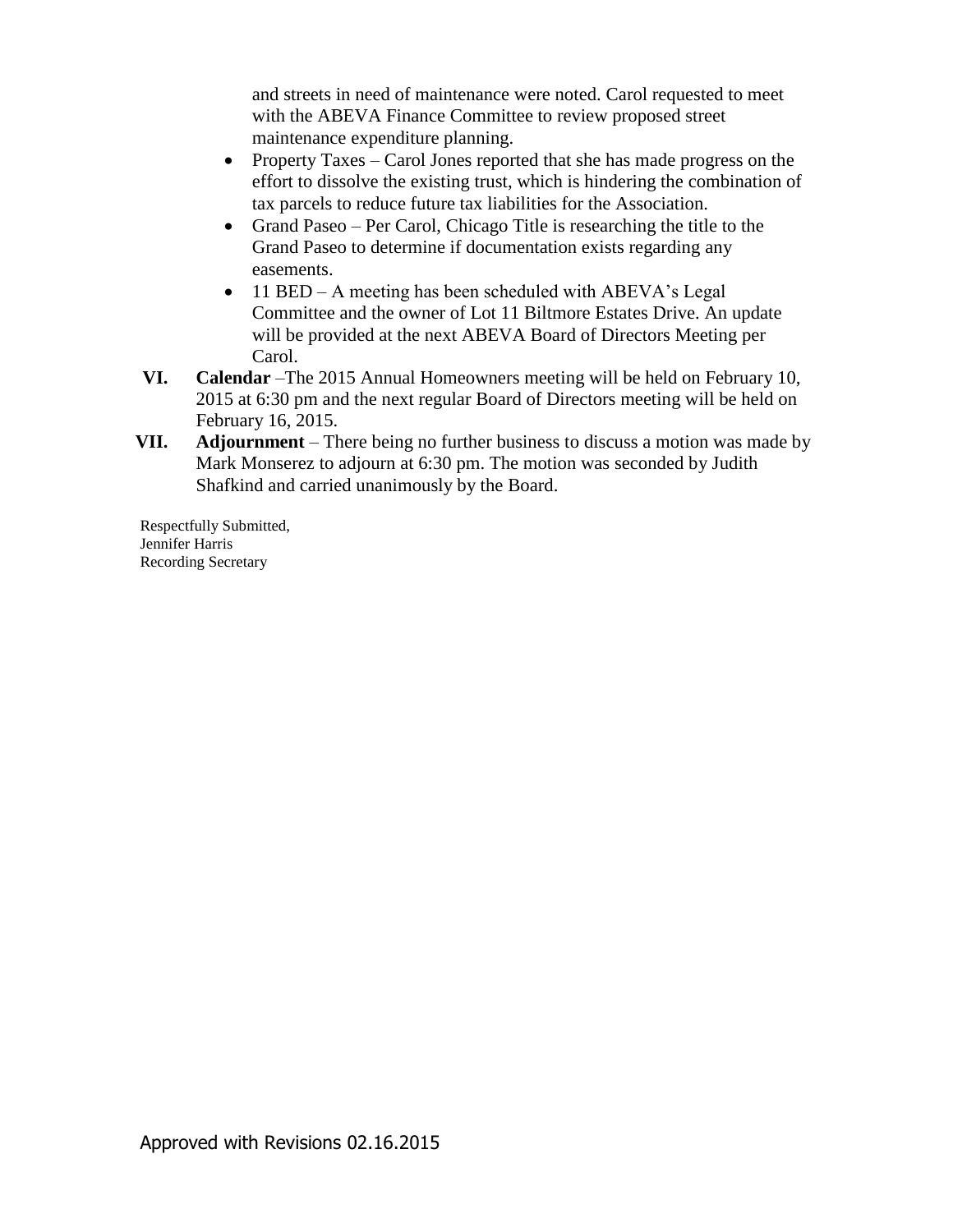and streets in need of maintenance were noted. Carol requested to meet with the ABEVA Finance Committee to review proposed street maintenance expenditure planning.

- Property Taxes – Carol Jones reported that she has made progress on the effort to dissolve the existing trust, which is hindering the combination of tax parcels to reduce future tax liabilities for the Association.
- Grand Paseo – Per Carol, Chicago Title is researching the title to the Grand Paseo to determine if documentation exists regarding any easements.
- 11 BED – A meeting has been scheduled with ABEVA's Legal Committee and the owner of Lot 11 Biltmore Estates Drive. An update will be provided at the next ABEVA Board of Directors Meeting per Carol.

**VI. Calendar** –The 2015 Annual Homeowners meeting will be held on February 10, 2015 at 6:30 pm and the next regular Board of Directors meeting will be held on February 16, 2015.

**VII. Adjournment** – There being no further business to discuss a motion was made by Mark Monserez to adjourn at 6:30 pm. The motion was seconded by Judith Shafkind and carried unanimously by the Board.

Respectfully Submitted,
Jennifer Harris
Recording Secretary

Approved with Revisions 02.16.2015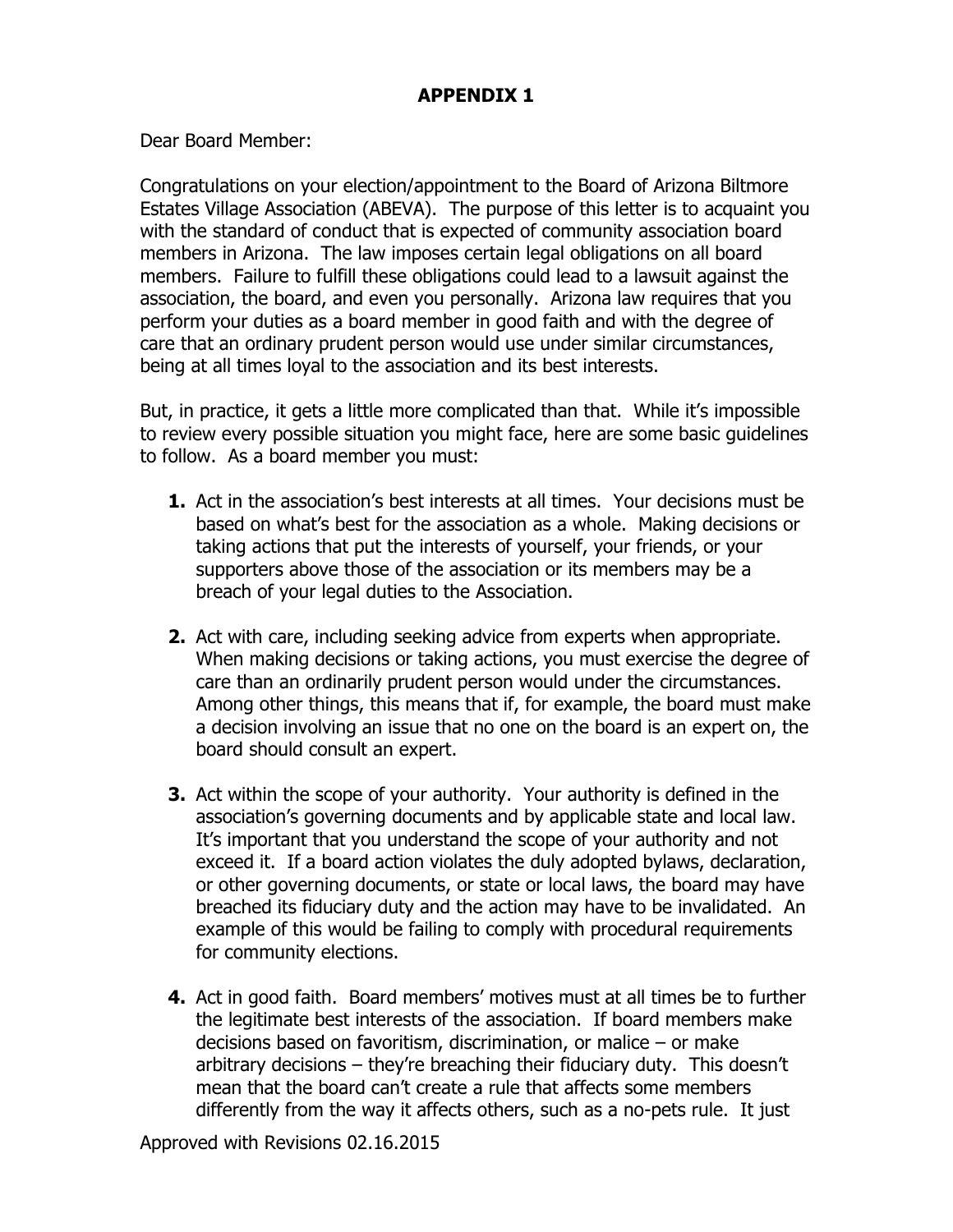**APPENDIX 1**

Dear Board Member:

Congratulations on your election/appointment to the Board of Arizona Biltmore Estates Village Association (ABEVA). The purpose of this letter is to acquaint you with the standard of conduct that is expected of community association board members in Arizona. The law imposes certain legal obligations on all board members. Failure to fulfill these obligations could lead to a lawsuit against the association, the board, and even you personally. Arizona law requires that you perform your duties as a board member in good faith and with the degree of care that an ordinary prudent person would use under similar circumstances, being at all times loyal to the association and its best interests.

But, in practice, it gets a little more complicated than that. While it's impossible to review every possible situation you might face, here are some basic guidelines to follow. As a board member you must:

1. Act in the association's best interests at all times. Your decisions must be based on what's best for the association as a whole. Making decisions or taking actions that put the interests of yourself, your friends, or your supporters above those of the association or its members may be a breach of your legal duties to the Association.

2. Act with care, including seeking advice from experts when appropriate. When making decisions or taking actions, you must exercise the degree of care than an ordinarily prudent person would under the circumstances. Among other things, this means that if, for example, the board must make a decision involving an issue that no one on the board is an expert on, the board should consult an expert.

3. Act within the scope of your authority. Your authority is defined in the association's governing documents and by applicable state and local law. It's important that you understand the scope of your authority and not exceed it. If a board action violates the duly adopted bylaws, declaration, or other governing documents, or state or local laws, the board may have breached its fiduciary duty and the action may have to be invalidated. An example of this would be failing to comply with procedural requirements for community elections.

4. Act in good faith. Board members' motives must at all times be to further the legitimate best interests of the association. If board members make decisions based on favoritism, discrimination, or malice – or make arbitrary decisions – they're breaching their fiduciary duty. This doesn't mean that the board can't create a rule that affects some members differently from the way it affects others, such as a no-pets rule. It just

Approved with Revisions 02.16.2015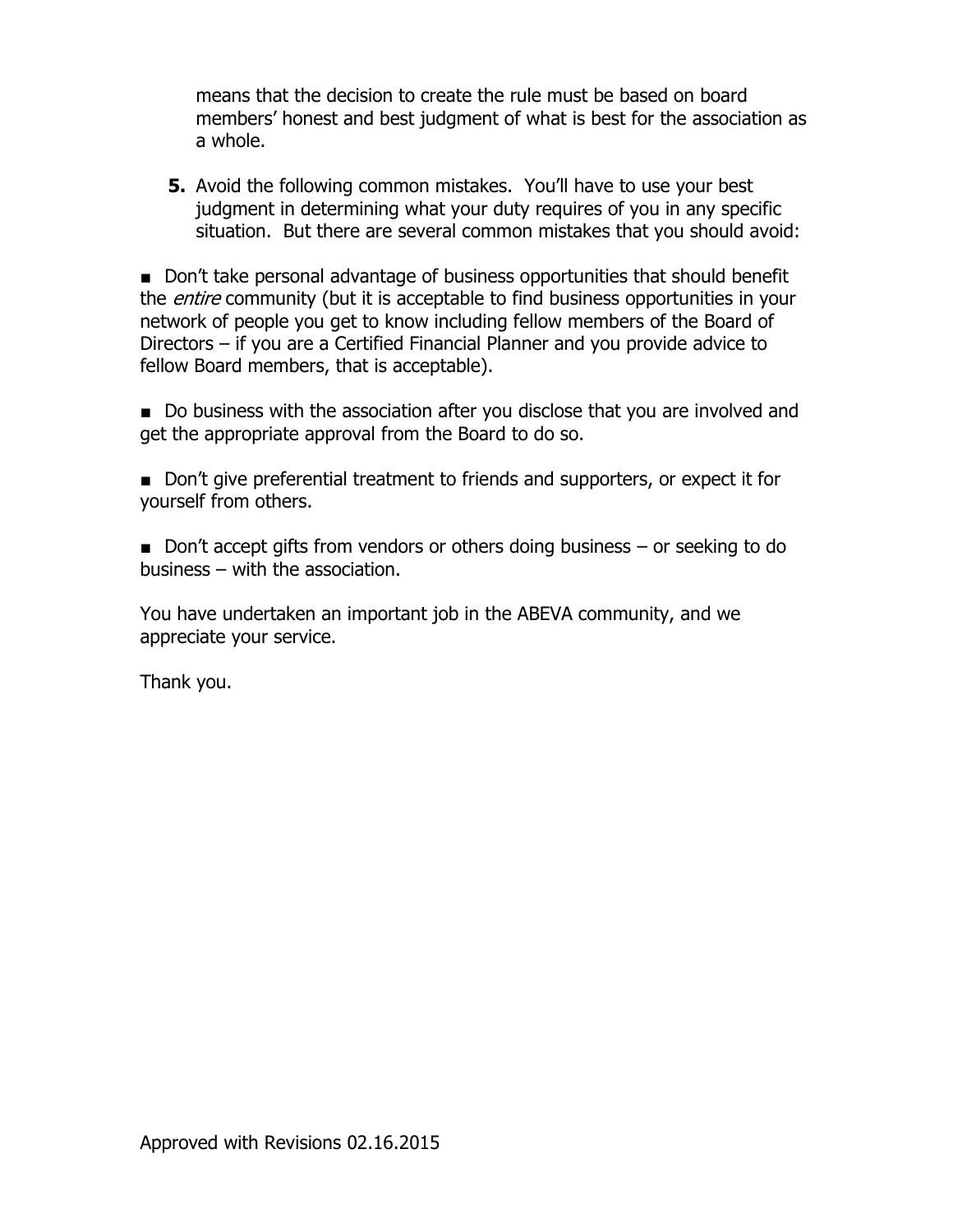means that the decision to create the rule must be based on board members' honest and best judgment of what is best for the association as a whole.

5. Avoid the following common mistakes. You'll have to use your best judgment in determining what your duty requires of you in any specific situation. But there are several common mistakes that you should avoid:

■ Don't take personal advantage of business opportunities that should benefit the *entire* community (but it is acceptable to find business opportunities in your network of people you get to know including fellow members of the Board of Directors – if you are a Certified Financial Planner and you provide advice to fellow Board members, that is acceptable).

■ Do business with the association after you disclose that you are involved and get the appropriate approval from the Board to do so.

■ Don't give preferential treatment to friends and supporters, or expect it for yourself from others.

■ Don't accept gifts from vendors or others doing business – or seeking to do business – with the association.

You have undertaken an important job in the ABEVA community, and we appreciate your service.

Thank you.

Approved with Revisions 02.16.2015